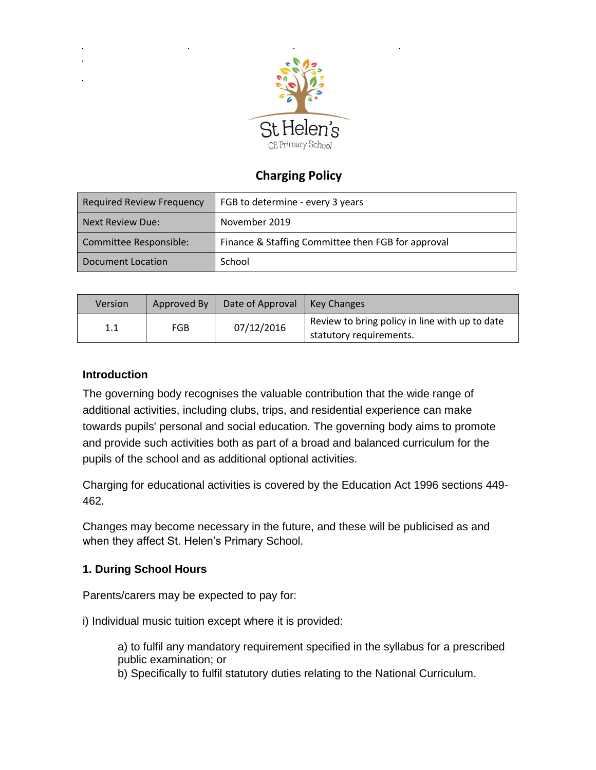St Helen's
CE Primary School

# Charging Policy

| Required Review Frequency | FGB to determine - every 3 years |
|---|---|
| Next Review Due: | November 2019 |
| Committee Responsible: | Finance & Staffing Committee then FGB for approval |
| Document Location | School |

| Version | Approved By | Date of Approval | Key Changes |
|---|---|---|---|
| 1.1 | FGB | 07/12/2016 | Review to bring policy in line with up to date statutory requirements. |

## Introduction

The governing body recognises the valuable contribution that the wide range of additional activities, including clubs, trips, and residential experience can make towards pupils' personal and social education. The governing body aims to promote and provide such activities both as part of a broad and balanced curriculum for the pupils of the school and as additional optional activities.

Charging for educational activities is covered by the Education Act 1996 sections 449-462.

Changes may become necessary in the future, and these will be publicised as and when they affect St. Helen's Primary School.

## 1. During School Hours

Parents/carers may be expected to pay for:

i) Individual music tuition except where it is provided:

a) to fulfil any mandatory requirement specified in the syllabus for a prescribed public examination; or
b) Specifically to fulfil statutory duties relating to the National Curriculum.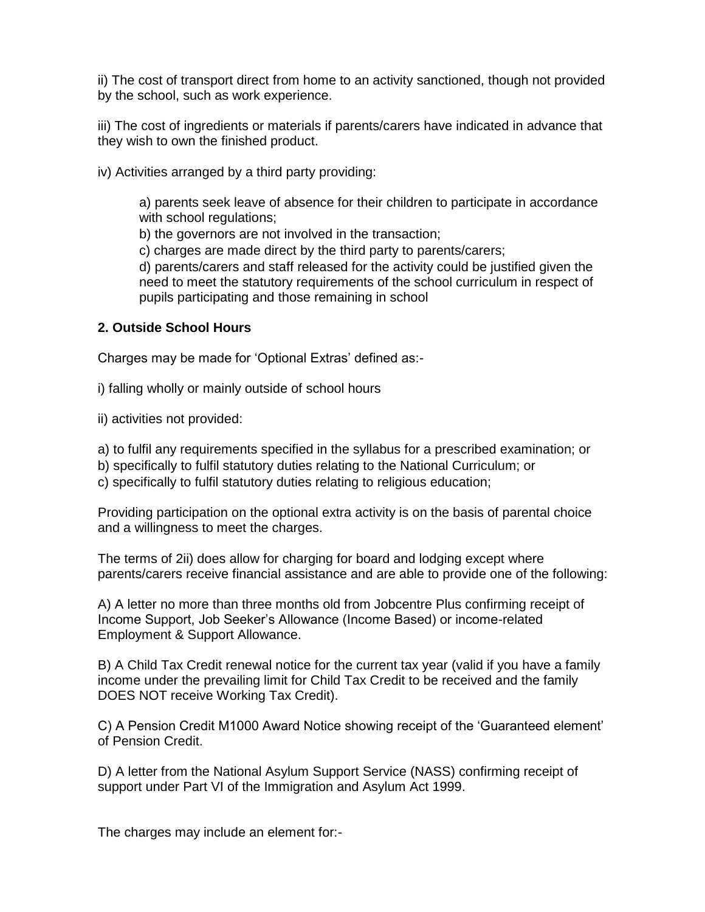ii) The cost of transport direct from home to an activity sanctioned, though not provided by the school, such as work experience.

iii) The cost of ingredients or materials if parents/carers have indicated in advance that they wish to own the finished product.

iv) Activities arranged by a third party providing:

> a) parents seek leave of absence for their children to participate in accordance with school regulations;
> b) the governors are not involved in the transaction;
> c) charges are made direct by the third party to parents/carers;
> d) parents/carers and staff released for the activity could be justified given the need to meet the statutory requirements of the school curriculum in respect of pupils participating and those remaining in school

**2. Outside School Hours**

Charges may be made for 'Optional Extras' defined as:-

i) falling wholly or mainly outside of school hours

ii) activities not provided:

a) to fulfil any requirements specified in the syllabus for a prescribed examination; or
b) specifically to fulfil statutory duties relating to the National Curriculum; or
c) specifically to fulfil statutory duties relating to religious education;

Providing participation on the optional extra activity is on the basis of parental choice and a willingness to meet the charges.

The terms of 2ii) does allow for charging for board and lodging except where parents/carers receive financial assistance and are able to provide one of the following:

A) A letter no more than three months old from Jobcentre Plus confirming receipt of Income Support, Job Seeker's Allowance (Income Based) or income-related Employment & Support Allowance.

B) A Child Tax Credit renewal notice for the current tax year (valid if you have a family income under the prevailing limit for Child Tax Credit to be received and the family DOES NOT receive Working Tax Credit).

C) A Pension Credit M1000 Award Notice showing receipt of the 'Guaranteed element' of Pension Credit.

D) A letter from the National Asylum Support Service (NASS) confirming receipt of support under Part VI of the Immigration and Asylum Act 1999.

The charges may include an element for:-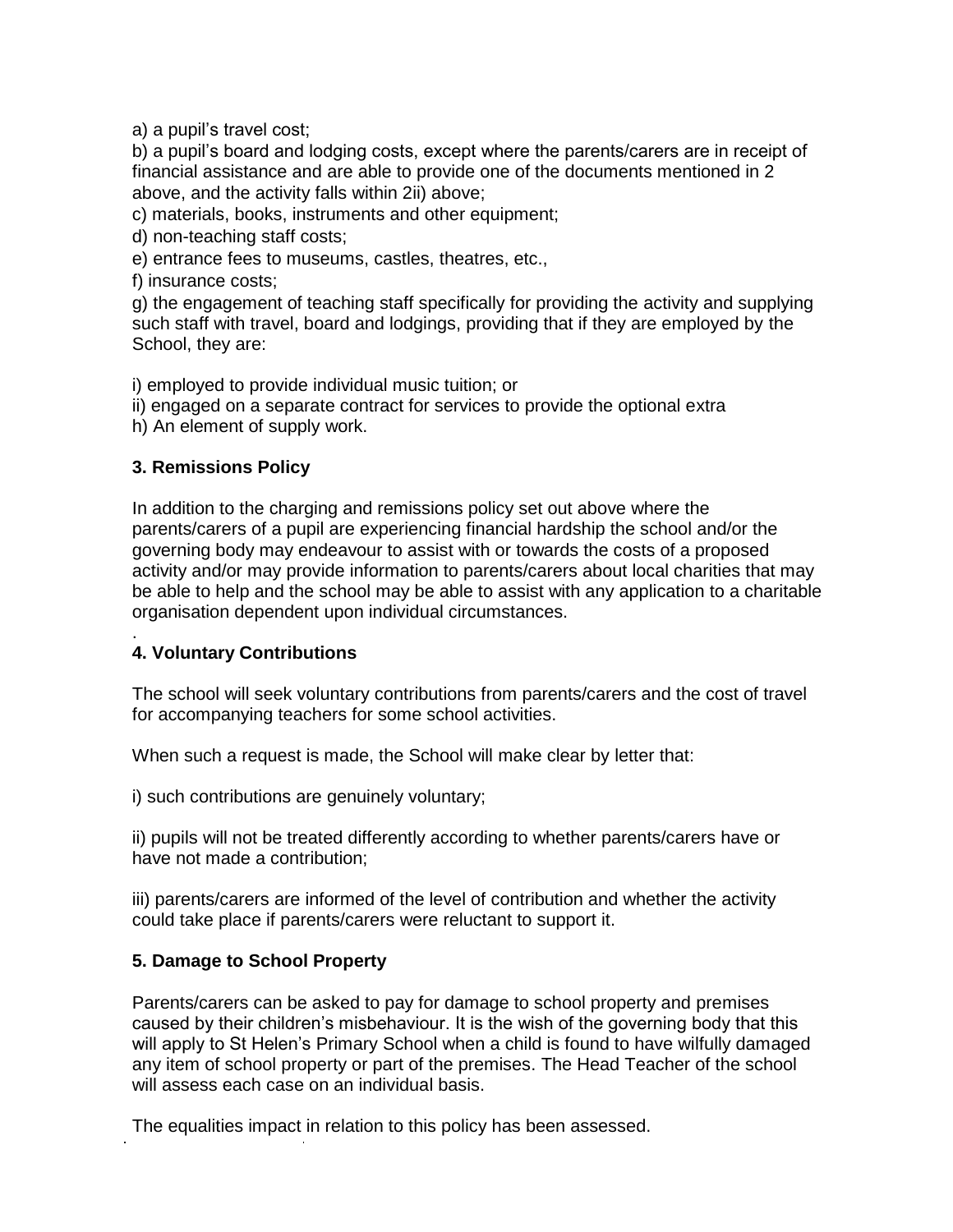a) a pupil's travel cost;

b) a pupil's board and lodging costs, except where the parents/carers are in receipt of financial assistance and are able to provide one of the documents mentioned in 2 above, and the activity falls within 2ii) above;

c) materials, books, instruments and other equipment;

d) non-teaching staff costs;

e) entrance fees to museums, castles, theatres, etc.,

f) insurance costs;

g) the engagement of teaching staff specifically for providing the activity and supplying such staff with travel, board and lodgings, providing that if they are employed by the School, they are:

i) employed to provide individual music tuition; or

ii) engaged on a separate contract for services to provide the optional extra

h) An element of supply work.

### 3. Remissions Policy

In addition to the charging and remissions policy set out above where the parents/carers of a pupil are experiencing financial hardship the school and/or the governing body may endeavour to assist with or towards the costs of a proposed activity and/or may provide information to parents/carers about local charities that may be able to help and the school may be able to assist with any application to a charitable organisation dependent upon individual circumstances.

.

### 4. Voluntary Contributions

The school will seek voluntary contributions from parents/carers and the cost of travel for accompanying teachers for some school activities.

When such a request is made, the School will make clear by letter that:

i) such contributions are genuinely voluntary;

ii) pupils will not be treated differently according to whether parents/carers have or have not made a contribution;

iii) parents/carers are informed of the level of contribution and whether the activity could take place if parents/carers were reluctant to support it.

### 5. Damage to School Property

Parents/carers can be asked to pay for damage to school property and premises caused by their children's misbehaviour. It is the wish of the governing body that this will apply to St Helen's Primary School when a child is found to have wilfully damaged any item of school property or part of the premises. The Head Teacher of the school will assess each case on an individual basis.

The equalities impact in relation to this policy has been assessed.